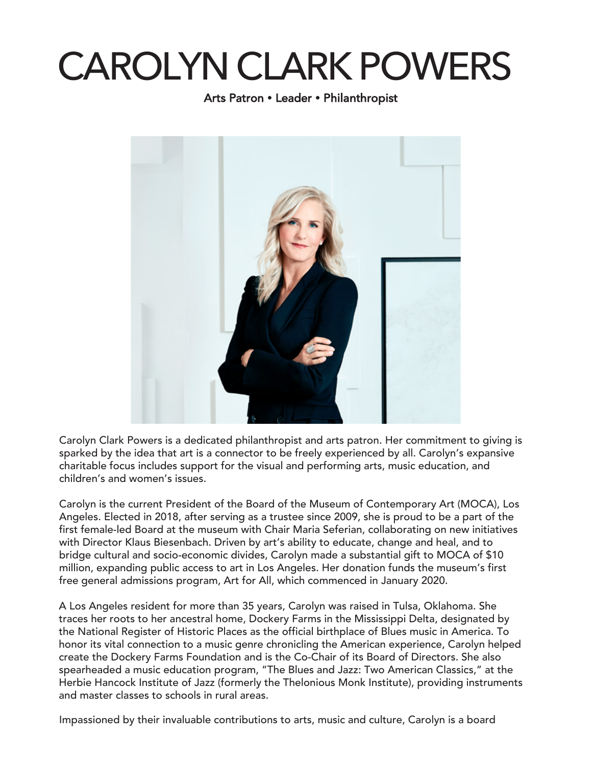# CAROLYN CLARK POWERS

Arts Patron • Leader • Philanthropist

Carolyn Clark Powers is a dedicated philanthropist and arts patron. Her commitment to giving is sparked by the idea that art is a connector to be freely experienced by all. Carolyn's expansive charitable focus includes support for the visual and performing arts, music education, and children's and women's issues.

Carolyn is the current President of the Board of the Museum of Contemporary Art (MOCA), Los Angeles. Elected in 2018, after serving as a trustee since 2009, she is proud to be a part of the first female-led Board at the museum with Chair Maria Seferian, collaborating on new initiatives with Director Klaus Biesenbach. Driven by art's ability to educate, change and heal, and to bridge cultural and socio-economic divides, Carolyn made a substantial gift to MOCA of $10 million, expanding public access to art in Los Angeles. Her donation funds the museum's first free general admissions program, Art for All, which commenced in January 2020.

A Los Angeles resident for more than 35 years, Carolyn was raised in Tulsa, Oklahoma. She traces her roots to her ancestral home, Dockery Farms in the Mississippi Delta, designated by the National Register of Historic Places as the official birthplace of Blues music in America. To honor its vital connection to a music genre chronicling the American experience, Carolyn helped create the Dockery Farms Foundation and is the Co-Chair of its Board of Directors. She also spearheaded a music education program, "The Blues and Jazz: Two American Classics," at the Herbie Hancock Institute of Jazz (formerly the Thelonious Monk Institute), providing instruments and master classes to schools in rural areas.

Impassioned by their invaluable contributions to arts, music and culture, Carolyn is a board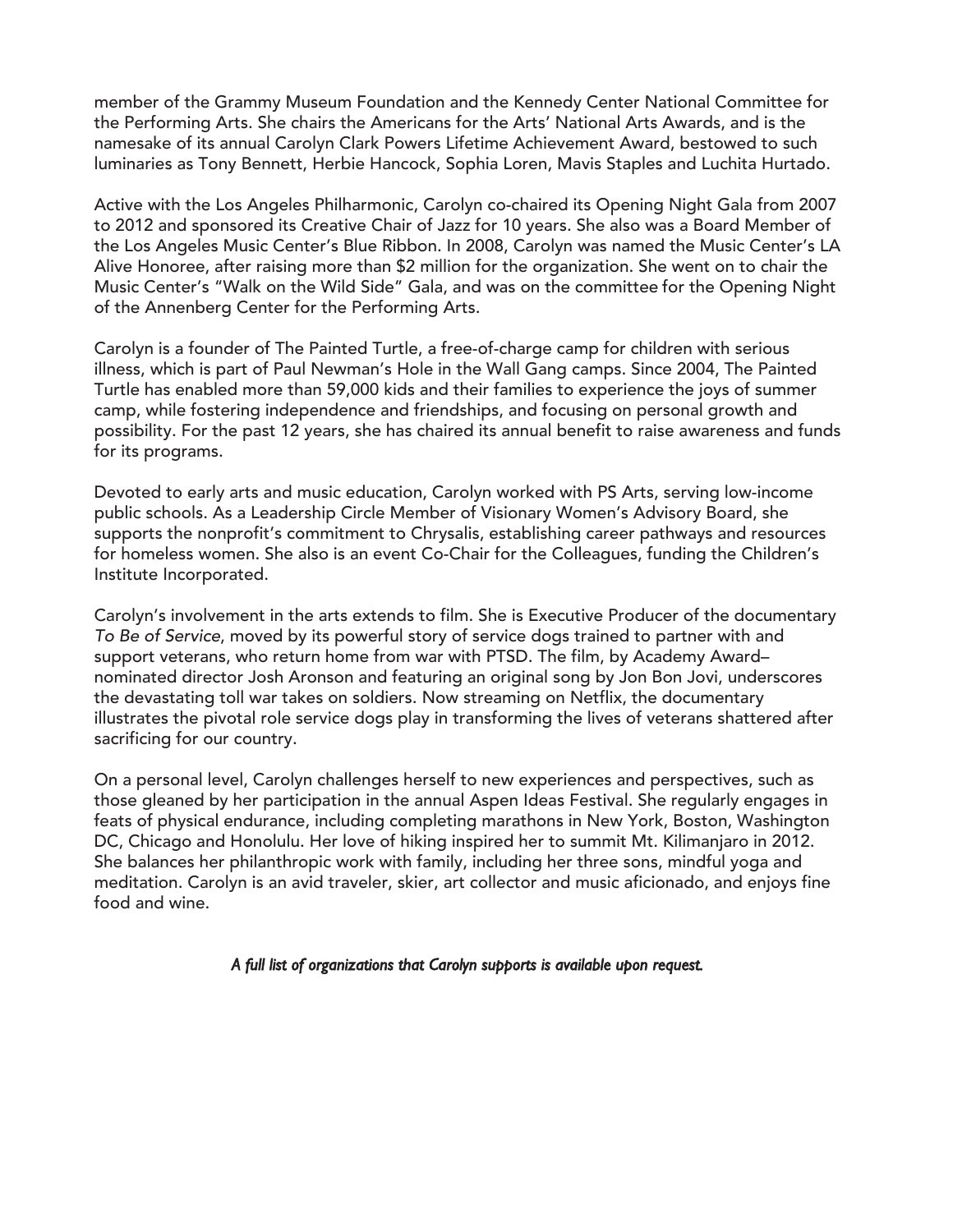member of the Grammy Museum Foundation and the Kennedy Center National Committee for the Performing Arts. She chairs the Americans for the Arts' National Arts Awards, and is the namesake of its annual Carolyn Clark Powers Lifetime Achievement Award, bestowed to such luminaries as Tony Bennett, Herbie Hancock, Sophia Loren, Mavis Staples and Luchita Hurtado.

Active with the Los Angeles Philharmonic, Carolyn co-chaired its Opening Night Gala from 2007 to 2012 and sponsored its Creative Chair of Jazz for 10 years. She also was a Board Member of the Los Angeles Music Center's Blue Ribbon. In 2008, Carolyn was named the Music Center's LA Alive Honoree, after raising more than $2 million for the organization. She went on to chair the Music Center's "Walk on the Wild Side" Gala, and was on the committee for the Opening Night of the Annenberg Center for the Performing Arts.

Carolyn is a founder of The Painted Turtle, a free-of-charge camp for children with serious illness, which is part of Paul Newman's Hole in the Wall Gang camps. Since 2004, The Painted Turtle has enabled more than 59,000 kids and their families to experience the joys of summer camp, while fostering independence and friendships, and focusing on personal growth and possibility. For the past 12 years, she has chaired its annual benefit to raise awareness and funds for its programs.

Devoted to early arts and music education, Carolyn worked with PS Arts, serving low-income public schools. As a Leadership Circle Member of Visionary Women's Advisory Board, she supports the nonprofit's commitment to Chrysalis, establishing career pathways and resources for homeless women. She also is an event Co-Chair for the Colleagues, funding the Children's Institute Incorporated.

Carolyn's involvement in the arts extends to film. She is Executive Producer of the documentary *To Be of Service*, moved by its powerful story of service dogs trained to partner with and support veterans, who return home from war with PTSD. The film, by Academy Award–nominated director Josh Aronson and featuring an original song by Jon Bon Jovi, underscores the devastating toll war takes on soldiers. Now streaming on Netflix, the documentary illustrates the pivotal role service dogs play in transforming the lives of veterans shattered after sacrificing for our country.

On a personal level, Carolyn challenges herself to new experiences and perspectives, such as those gleaned by her participation in the annual Aspen Ideas Festival. She regularly engages in feats of physical endurance, including completing marathons in New York, Boston, Washington DC, Chicago and Honolulu. Her love of hiking inspired her to summit Mt. Kilimanjaro in 2012. She balances her philanthropic work with family, including her three sons, mindful yoga and meditation. Carolyn is an avid traveler, skier, art collector and music aficionado, and enjoys fine food and wine.

*A full list of organizations that Carolyn supports is available upon request.*